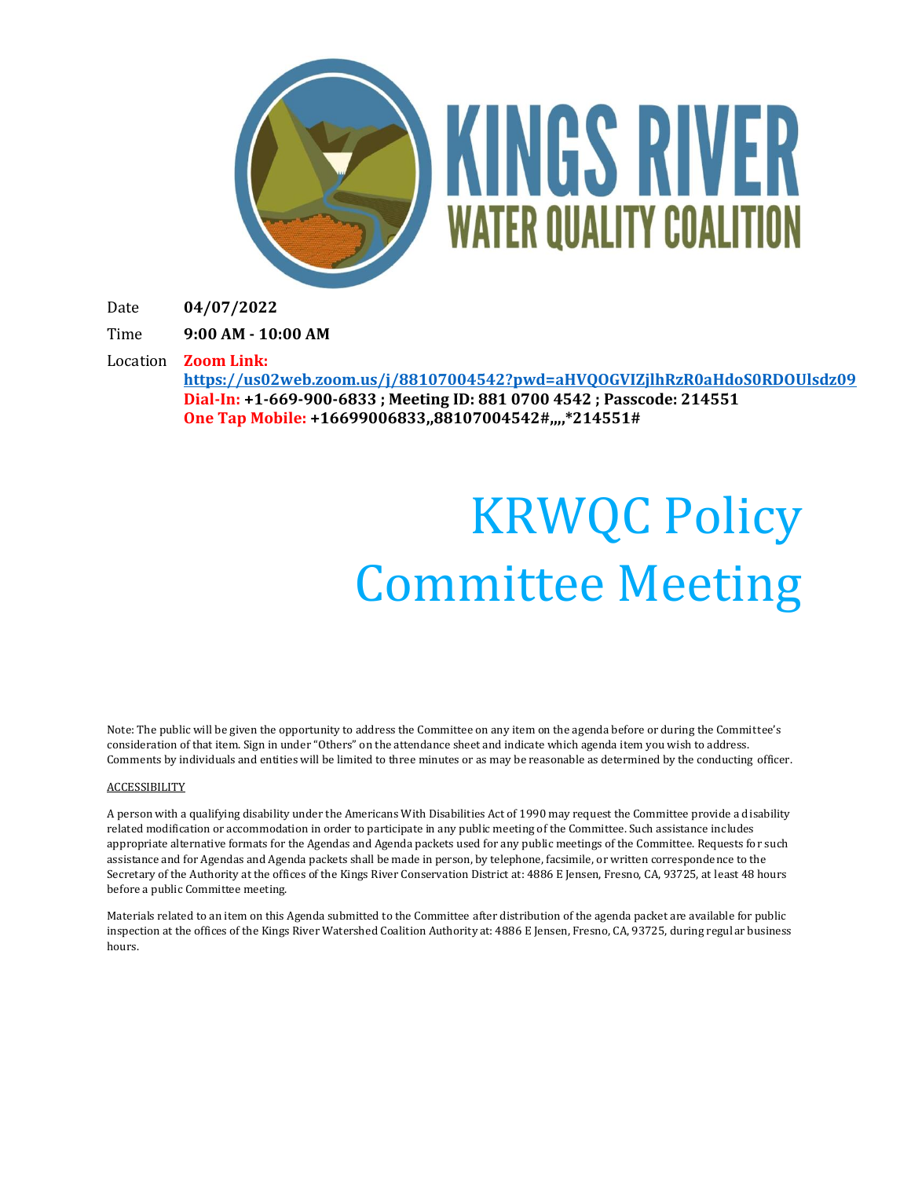# KINGS RIVER WATER QUALITY COALITION

Date **04/07/2022**

Time **9:00 AM - 10:00 AM**

Location **Zoom Link:**
**https://us02web.zoom.us/j/88107004542?pwd=aHVQOGVIZjlhRzR0aHdoS0RDOUlsdz09**
**Dial-In: +1-669-900-6833 ; Meeting ID: 881 0700 4542 ; Passcode: 214551**
**One Tap Mobile: +16699006833,,88107004542#,,,,*214551#**

# KRWQC Policy Committee Meeting

Note: The public will be given the opportunity to address the Committee on any item on the agenda before or during the Committee's consideration of that item. Sign in under "Others" on the attendance sheet and indicate which agenda item you wish to address. Comments by individuals and entities will be limited to three minutes or as may be reasonable as determined by the conducting officer.

ACCESSIBILITY

A person with a qualifying disability under the Americans With Disabilities Act of 1990 may request the Committee provide a disability related modification or accommodation in order to participate in any public meeting of the Committee. Such assistance includes appropriate alternative formats for the Agendas and Agenda packets used for any public meetings of the Committee. Requests for such assistance and for Agendas and Agenda packets shall be made in person, by telephone, facsimile, or written correspondence to the Secretary of the Authority at the offices of the Kings River Conservation District at: 4886 E Jensen, Fresno, CA, 93725, at least 48 hours before a public Committee meeting.

Materials related to an item on this Agenda submitted to the Committee after distribution of the agenda packet are available for public inspection at the offices of the Kings River Watershed Coalition Authority at: 4886 E Jensen, Fresno, CA, 93725, during regular business hours.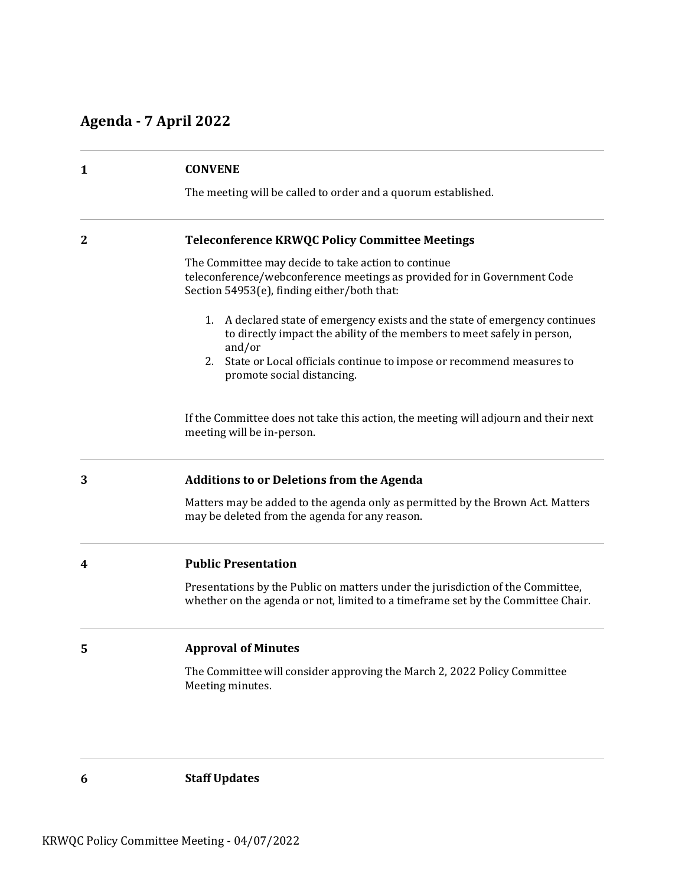## Agenda - 7 April 2022

**1 CONVENE**

The meeting will be called to order and a quorum established.

**2 Teleconference KRWQC Policy Committee Meetings**

The Committee may decide to take action to continue teleconference/webconference meetings as provided for in Government Code Section 54953(e), finding either/both that:

1. A declared state of emergency exists and the state of emergency continues to directly impact the ability of the members to meet safely in person, and/or
2. State or Local officials continue to impose or recommend measures to promote social distancing.

If the Committee does not take this action, the meeting will adjourn and their next meeting will be in-person.

**3 Additions to or Deletions from the Agenda**

Matters may be added to the agenda only as permitted by the Brown Act. Matters may be deleted from the agenda for any reason.

**4 Public Presentation**

Presentations by the Public on matters under the jurisdiction of the Committee, whether on the agenda or not, limited to a timeframe set by the Committee Chair.

**5 Approval of Minutes**

The Committee will consider approving the March 2, 2022 Policy Committee Meeting minutes.

**6 Staff Updates**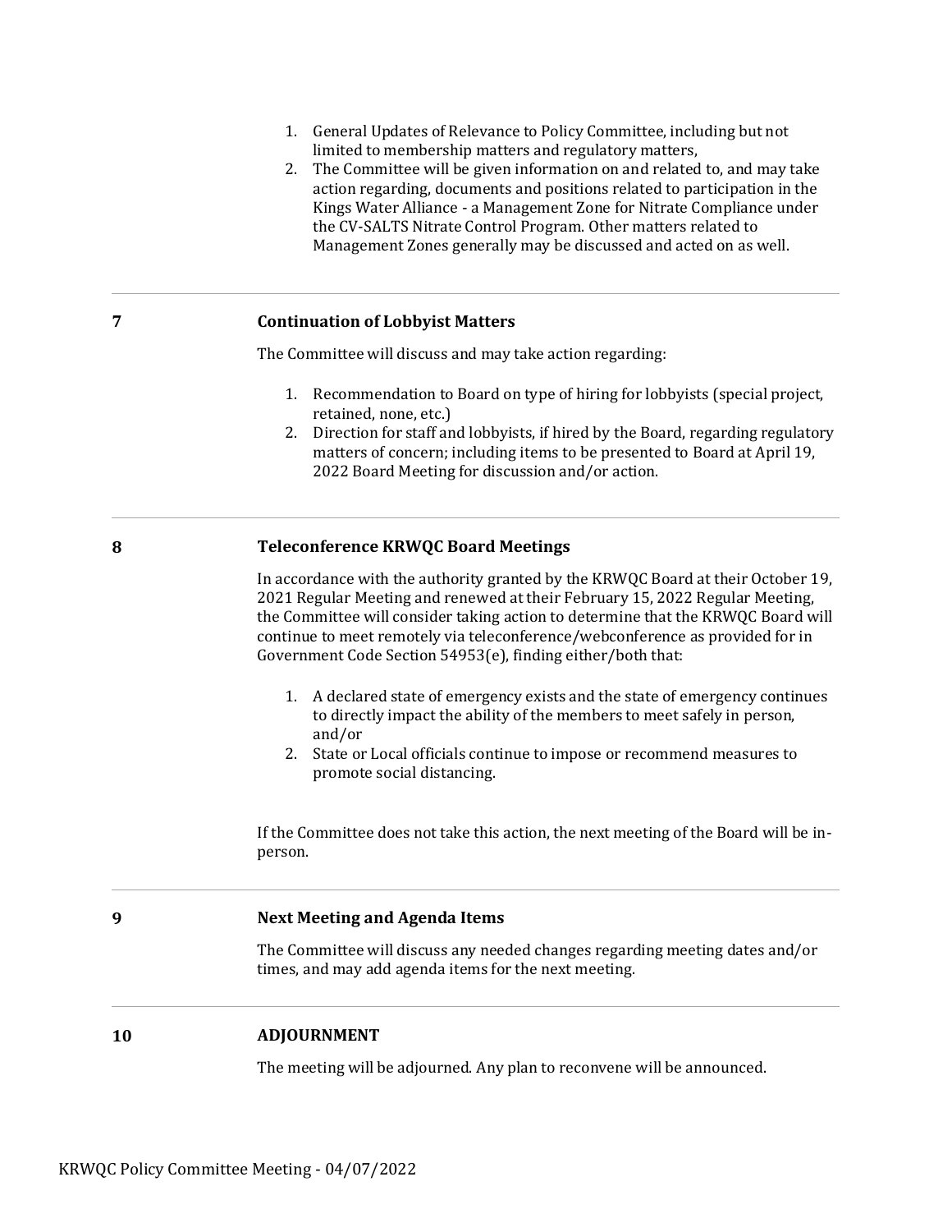1. General Updates of Relevance to Policy Committee, including but not limited to membership matters and regulatory matters,
2. The Committee will be given information on and related to, and may take action regarding, documents and positions related to participation in the Kings Water Alliance - a Management Zone for Nitrate Compliance under the CV-SALTS Nitrate Control Program. Other matters related to Management Zones generally may be discussed and acted on as well.

---

**7** **Continuation of Lobbyist Matters**

The Committee will discuss and may take action regarding:

1. Recommendation to Board on type of hiring for lobbyists (special project, retained, none, etc.)
2. Direction for staff and lobbyists, if hired by the Board, regarding regulatory matters of concern; including items to be presented to Board at April 19, 2022 Board Meeting for discussion and/or action.

---

**8** **Teleconference KRWQC Board Meetings**

In accordance with the authority granted by the KRWQC Board at their October 19, 2021 Regular Meeting and renewed at their February 15, 2022 Regular Meeting, the Committee will consider taking action to determine that the KRWQC Board will continue to meet remotely via teleconference/webconference as provided for in Government Code Section 54953(e), finding either/both that:

1. A declared state of emergency exists and the state of emergency continues to directly impact the ability of the members to meet safely in person, and/or
2. State or Local officials continue to impose or recommend measures to promote social distancing.

If the Committee does not take this action, the next meeting of the Board will be in-person.

---

**9** **Next Meeting and Agenda Items**

The Committee will discuss any needed changes regarding meeting dates and/or times, and may add agenda items for the next meeting.

---

**10** **ADJOURNMENT**

The meeting will be adjourned. Any plan to reconvene will be announced.